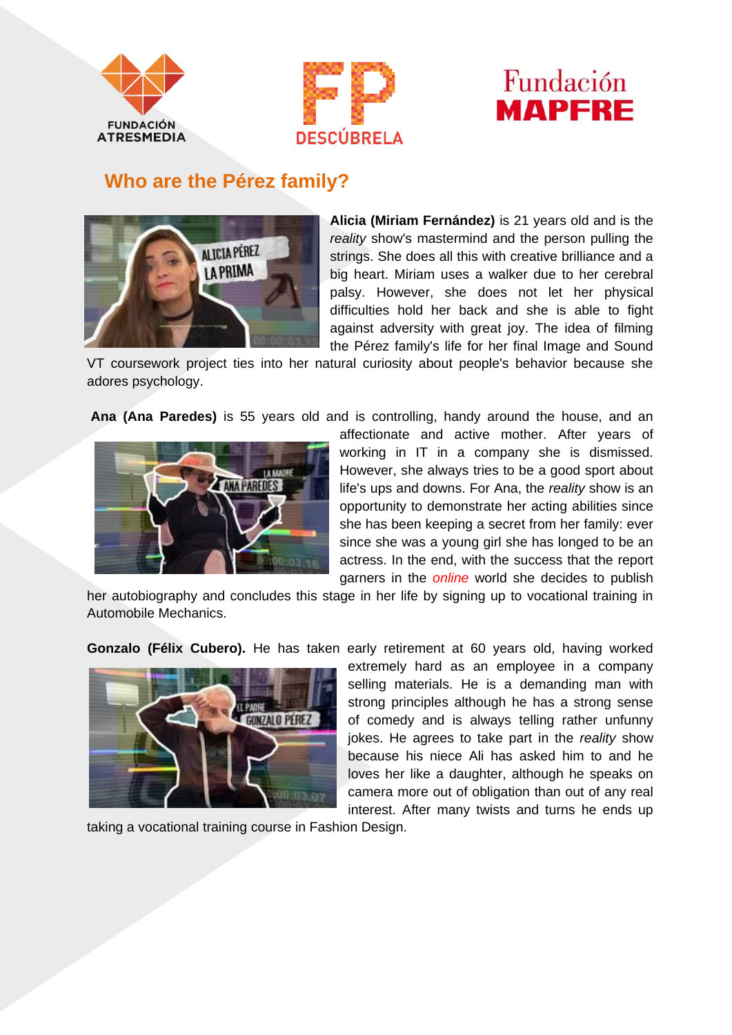## Who are the Pérez family?

**Alicia (Miriam Fernández)** is 21 years old and is the *reality* show's mastermind and the person pulling the strings. She does all this with creative brilliance and a big heart. Miriam uses a walker due to her cerebral palsy. However, she does not let her physical difficulties hold her back and she is able to fight against adversity with great joy. The idea of filming the Pérez family's life for her final Image and Sound VT coursework project ties into her natural curiosity about people's behavior because she adores psychology.

**Ana (Ana Paredes)** is 55 years old and is controlling, handy around the house, and an affectionate and active mother. After years of working in IT in a company she is dismissed. However, she always tries to be a good sport about life's ups and downs. For Ana, the *reality* show is an opportunity to demonstrate her acting abilities since she has been keeping a secret from her family: ever since she was a young girl she has longed to be an actress. In the end, with the success that the report garners in the *online* world she decides to publish her autobiography and concludes this stage in her life by signing up to vocational training in Automobile Mechanics.

**Gonzalo (Félix Cubero).** He has taken early retirement at 60 years old, having worked extremely hard as an employee in a company selling materials. He is a demanding man with strong principles although he has a strong sense of comedy and is always telling rather unfunny jokes. He agrees to take part in the *reality* show because his niece Ali has asked him to and he loves her like a daughter, although he speaks on camera more out of obligation than out of any real interest. After many twists and turns he ends up taking a vocational training course in Fashion Design.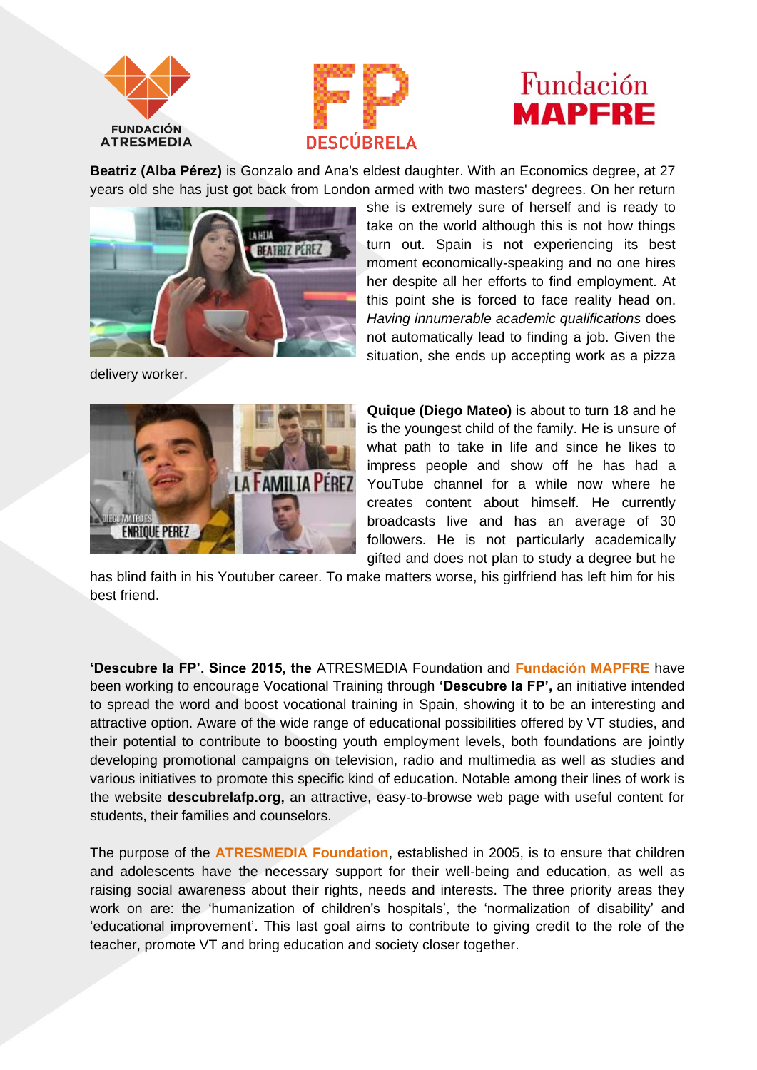**Beatriz (Alba Pérez)** is Gonzalo and Ana's eldest daughter. With an Economics degree, at 27 years old she has just got back from London armed with two masters' degrees. On her return she is extremely sure of herself and is ready to take on the world although this is not how things turn out. Spain is not experiencing its best moment economically-speaking and no one hires her despite all her efforts to find employment. At this point she is forced to face reality head on. *Having innumerable academic qualifications* does not automatically lead to finding a job. Given the situation, she ends up accepting work as a pizza delivery worker.

**Quique (Diego Mateo)** is about to turn 18 and he is the youngest child of the family. He is unsure of what path to take in life and since he likes to impress people and show off he has had a YouTube channel for a while now where he creates content about himself. He currently broadcasts live and has an average of 30 followers. He is not particularly academically gifted and does not plan to study a degree but he has blind faith in his Youtuber career. To make matters worse, his girlfriend has left him for his best friend.

**'Descubre la FP'. Since 2015, the** ATRESMEDIA Foundation and **Fundación MAPFRE** have been working to encourage Vocational Training through **'Descubre la FP',** an initiative intended to spread the word and boost vocational training in Spain, showing it to be an interesting and attractive option. Aware of the wide range of educational possibilities offered by VT studies, and their potential to contribute to boosting youth employment levels, both foundations are jointly developing promotional campaigns on television, radio and multimedia as well as studies and various initiatives to promote this specific kind of education. Notable among their lines of work is the website **descubrelafp.org,** an attractive, easy-to-browse web page with useful content for students, their families and counselors.

The purpose of the **ATRESMEDIA Foundation**, established in 2005, is to ensure that children and adolescents have the necessary support for their well-being and education, as well as raising social awareness about their rights, needs and interests. The three priority areas they work on are: the 'humanization of children's hospitals', the 'normalization of disability' and 'educational improvement'. This last goal aims to contribute to giving credit to the role of the teacher, promote VT and bring education and society closer together.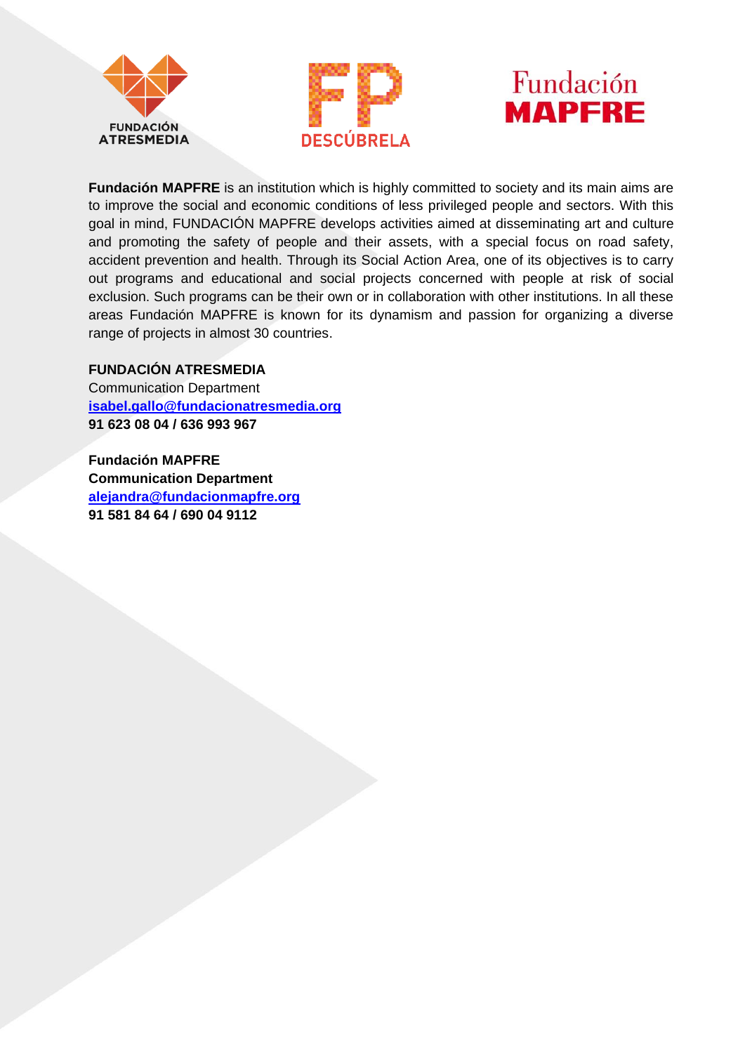**Fundación MAPFRE** is an institution which is highly committed to society and its main aims are to improve the social and economic conditions of less privileged people and sectors. With this goal in mind, FUNDACIÓN MAPFRE develops activities aimed at disseminating art and culture and promoting the safety of people and their assets, with a special focus on road safety, accident prevention and health. Through its Social Action Area, one of its objectives is to carry out programs and educational and social projects concerned with people at risk of social exclusion. Such programs can be their own or in collaboration with other institutions. In all these areas Fundación MAPFRE is known for its dynamism and passion for organizing a diverse range of projects in almost 30 countries.

**FUNDACIÓN ATRESMEDIA**
Communication Department
**isabel.gallo@fundacionatresmedia.org**
**91 623 08 04 / 636 993 967**

**Fundación MAPFRE**
**Communication Department**
**alejandra@fundacionmapfre.org**
**91 581 84 64 / 690 04 9112**